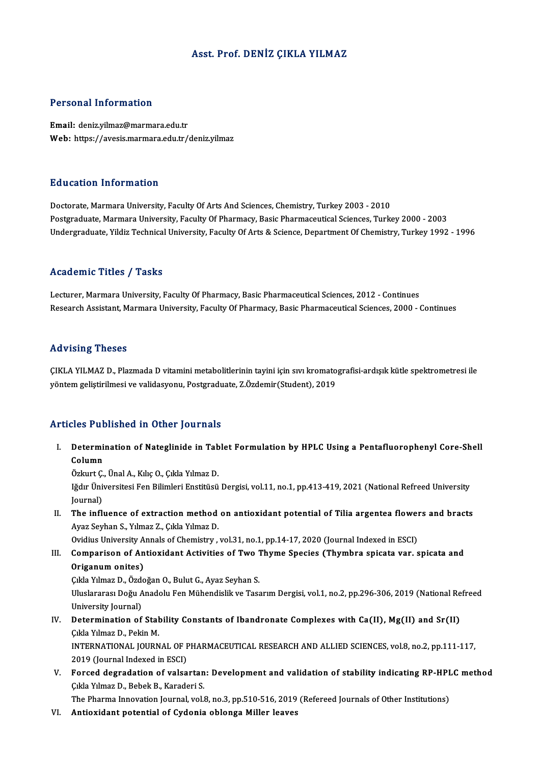# Asst. Prof. DENİZ ÇIKLA YILMAZ

## Personal Information

**Email:** deniz.yilmaz@marmara.edu.tr
**Web:** https://avesis.marmara.edu.tr/deniz.yilmaz

## Education Information

Doctorate, Marmara University, Faculty Of Arts And Sciences, Chemistry, Turkey 2003 - 2010
Postgraduate, Marmara University, Faculty Of Pharmacy, Basic Pharmaceutical Sciences, Turkey 2000 - 2003
Undergraduate, Yildiz Technical University, Faculty Of Arts & Science, Department Of Chemistry, Turkey 1992 - 1996

## Academic Titles / Tasks

Lecturer, Marmara University, Faculty Of Pharmacy, Basic Pharmaceutical Sciences, 2012 - Continues
Research Assistant, Marmara University, Faculty Of Pharmacy, Basic Pharmaceutical Sciences, 2000 - Continues

## Advising Theses

ÇIKLA YILMAZ D., Plazmada D vitamini metabolitlerinin tayini için sıvı kromatografisi-ardışık kütle spektrometresi ile yöntem geliştirilmesi ve validasyonu, Postgraduate, Z.Özdemir(Student), 2019

## Articles Published in Other Journals

I. **Determination of Nateglinide in Tablet Formulation by HPLC Using a Pentafluorophenyl Core-Shell Column**
Özkurt Ç., Ünal A., Kılıç O., Çıkla Yılmaz D.
Iğdır Üniversitesi Fen Bilimleri Enstitüsü Dergisi, vol.11, no.1, pp.413-419, 2021 (National Refreed University Journal)

II. **The influence of extraction method on antioxidant potential of Tilia argentea flowers and bracts**
Ayaz Seyhan S., Yılmaz Z., Çıkla Yılmaz D.
Ovidius University Annals of Chemistry , vol.31, no.1, pp.14-17, 2020 (Journal Indexed in ESCI)

III. **Comparison of Antioxidant Activities of Two Thyme Species (Thymbra spicata var. spicata and Origanum onites)**
Çıkla Yılmaz D., Özdoğan O., Bulut G., Ayaz Seyhan S.
Uluslararası Doğu Anadolu Fen Mühendislik ve Tasarım Dergisi, vol.1, no.2, pp.296-306, 2019 (National Refreed University Journal)

IV. **Determination of Stability Constants of Ibandronate Complexes with Ca(II), Mg(II) and Sr(II)**
Çıkla Yılmaz D., Pekin M.
INTERNATIONAL JOURNAL OF PHARMACEUTICAL RESEARCH AND ALLIED SCIENCES, vol.8, no.2, pp.111-117, 2019 (Journal Indexed in ESCI)

V. **Forced degradation of valsartan: Development and validation of stability indicating RP-HPLC method**
Çıkla Yılmaz D., Bebek B., Karaderi S.
The Pharma Innovation Journal, vol.8, no.3, pp.510-516, 2019 (Refereed Journals of Other Institutions)

VI. **Antioxidant potential of Cydonia oblonga Miller leaves**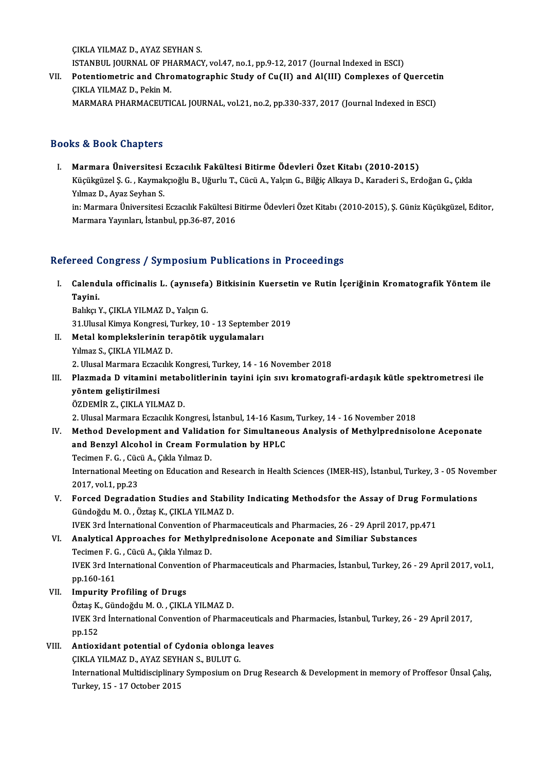ÇIKLA YILMAZ D., AYAZ SEYHAN S.
ISTANBUL JOURNAL OF PHARMACY, vol.47, no.1, pp.9-12, 2017 (Journal Indexed in ESCI)

VII. **Potentiometric and Chromatographic Study of Cu(II) and Al(III) Complexes of Quercetin**
ÇIKLA YILMAZ D., Pekin M.
MARMARA PHARMACEUTICAL JOURNAL, vol.21, no.2, pp.330-337, 2017 (Journal Indexed in ESCI)

## Books & Book Chapters

I. **Marmara Üniversitesi Eczacılık Fakültesi Bitirme Ödevleri Özet Kitabı (2010-2015)**
Küçükgüzel Ş. G. , Kaymakçıoğlu B., Uğurlu T., Cücü A., Yalçın G., Bilğiç Alkaya D., Karaderi S., Erdoğan G., Çıkla Yılmaz D., Ayaz Seyhan S.
in: Marmara Üniversitesi Eczacılık Fakültesi Bitirme Ödevleri Özet Kitabı (2010-2015), Ş. Güniz Küçükgüzel, Editor, Marmara Yayınları, İstanbul, pp.36-87, 2016

## Refereed Congress / Symposium Publications in Proceedings

I. **Calendula officinalis L. (aynısefa) Bitkisinin Kuersetin ve Rutin İçeriğinin Kromatografik Yöntem ile Tayini.**
Balıkçı Y., ÇIKLA YILMAZ D., Yalçın G.
31.Ulusal Kimya Kongresi, Turkey, 10 - 13 September 2019

II. **Metal komplekslerinin terapötik uygulamaları**
Yılmaz S., ÇIKLA YILMAZ D.
2. Ulusal Marmara Eczacılık Kongresi, Turkey, 14 - 16 November 2018

III. **Plazmada D vitamini metabolitlerinin tayini için sıvı kromatografi-ardaşık kütle spektrometresi ile yöntem geliştirilmesi**
ÖZDEMİR Z., ÇIKLA YILMAZ D.
2. Ulusal Marmara Eczacılık Kongresi, İstanbul, 14-16 Kasım, Turkey, 14 - 16 November 2018

IV. **Method Development and Validation for Simultaneous Analysis of Methylprednisolone Aceponate and Benzyl Alcohol in Cream Formulation by HPLC**
Tecimen F. G. , Cücü A., Çıkla Yılmaz D.
International Meeting on Education and Research in Health Sciences (IMER-HS), İstanbul, Turkey, 3 - 05 November 2017, vol.1, pp.23

V. **Forced Degradation Studies and Stability Indicating Methodsfor the Assay of Drug Formulations**
Gündoğdu M. O. , Öztaş K., ÇIKLA YILMAZ D.
IVEK 3rd International Convention of Pharmaceuticals and Pharmacies, 26 - 29 April 2017, pp.471

VI. **Analytical Approaches for Methylprednisolone Aceponate and Similiar Substances**
Tecimen F. G. , Cücü A., Çıkla Yılmaz D.
IVEK 3rd International Convention of Pharmaceuticals and Pharmacies, İstanbul, Turkey, 26 - 29 April 2017, vol.1, pp.160-161

VII. **Impurity Profiling of Drugs**
Öztaş K., Gündoğdu M. O. , ÇIKLA YILMAZ D.
IVEK 3rd İnternational Convention of Pharmaceuticals and Pharmacies, İstanbul, Turkey, 26 - 29 April 2017, pp.152

VIII. **Antioxidant potential of Cydonia oblonga leaves**
ÇIKLA YILMAZ D., AYAZ SEYHAN S., BULUT G.
International Multidisciplinary Symposium on Drug Research & Development in memory of Proffesor Ünsal Çalış, Turkey, 15 - 17 October 2015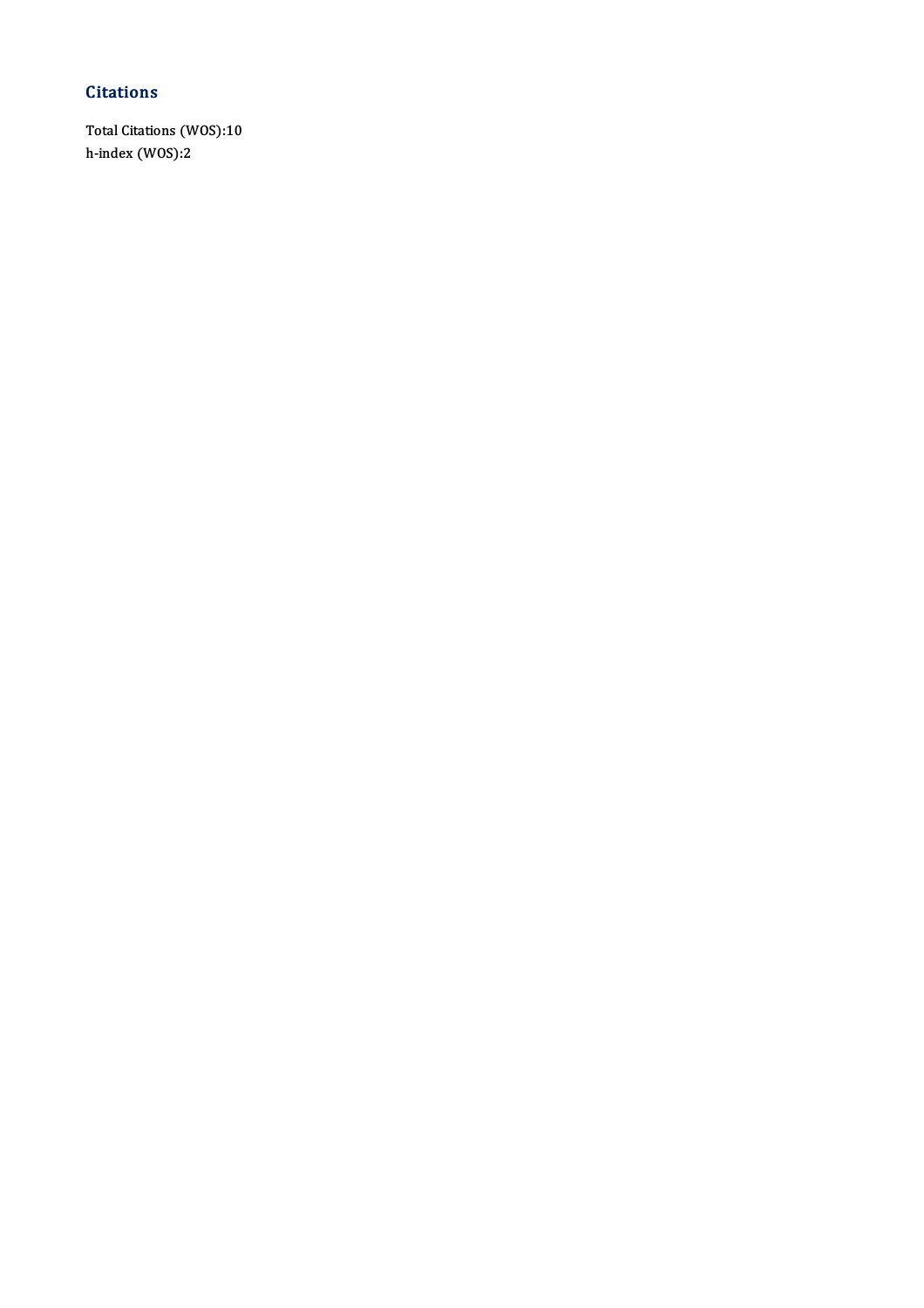## Citations

Total Citations (WOS):10
h-index (WOS):2